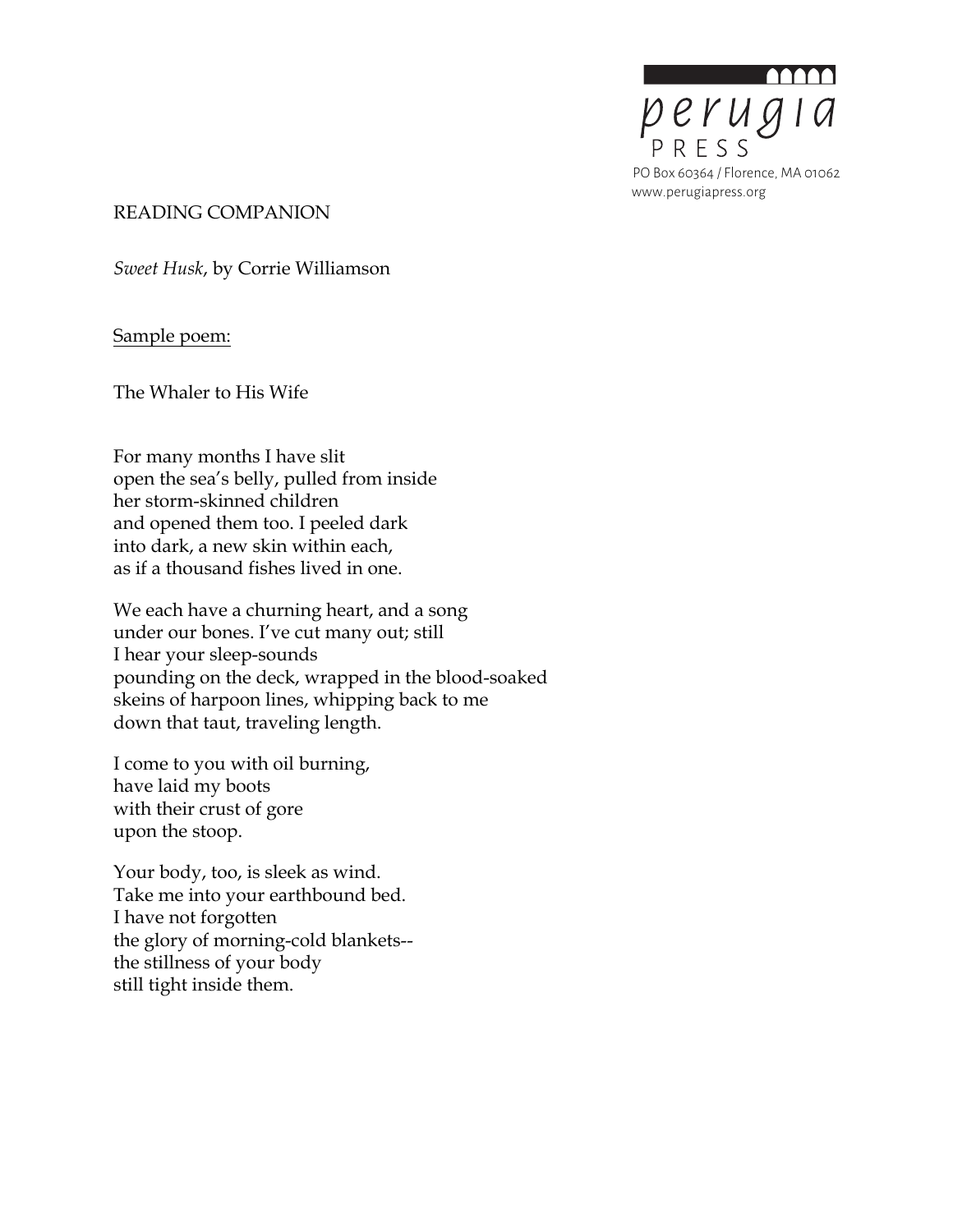perugia PRESS
PO Box 60364 / Florence, MA 01062
www.perugiapress.org

READING COMPANION

*Sweet Husk*, by Corrie Williamson

Sample poem:

The Whaler to His Wife

For many months I have slit
open the sea's belly, pulled from inside
her storm-skinned children
and opened them too. I peeled dark
into dark, a new skin within each,
as if a thousand fishes lived in one.

We each have a churning heart, and a song
under our bones. I've cut many out; still
I hear your sleep-sounds
pounding on the deck, wrapped in the blood-soaked
skeins of harpoon lines, whipping back to me
down that taut, traveling length.

I come to you with oil burning,
have laid my boots
with their crust of gore
upon the stoop.

Your body, too, is sleek as wind.
Take me into your earthbound bed.
I have not forgotten
the glory of morning-cold blankets--
the stillness of your body
still tight inside them.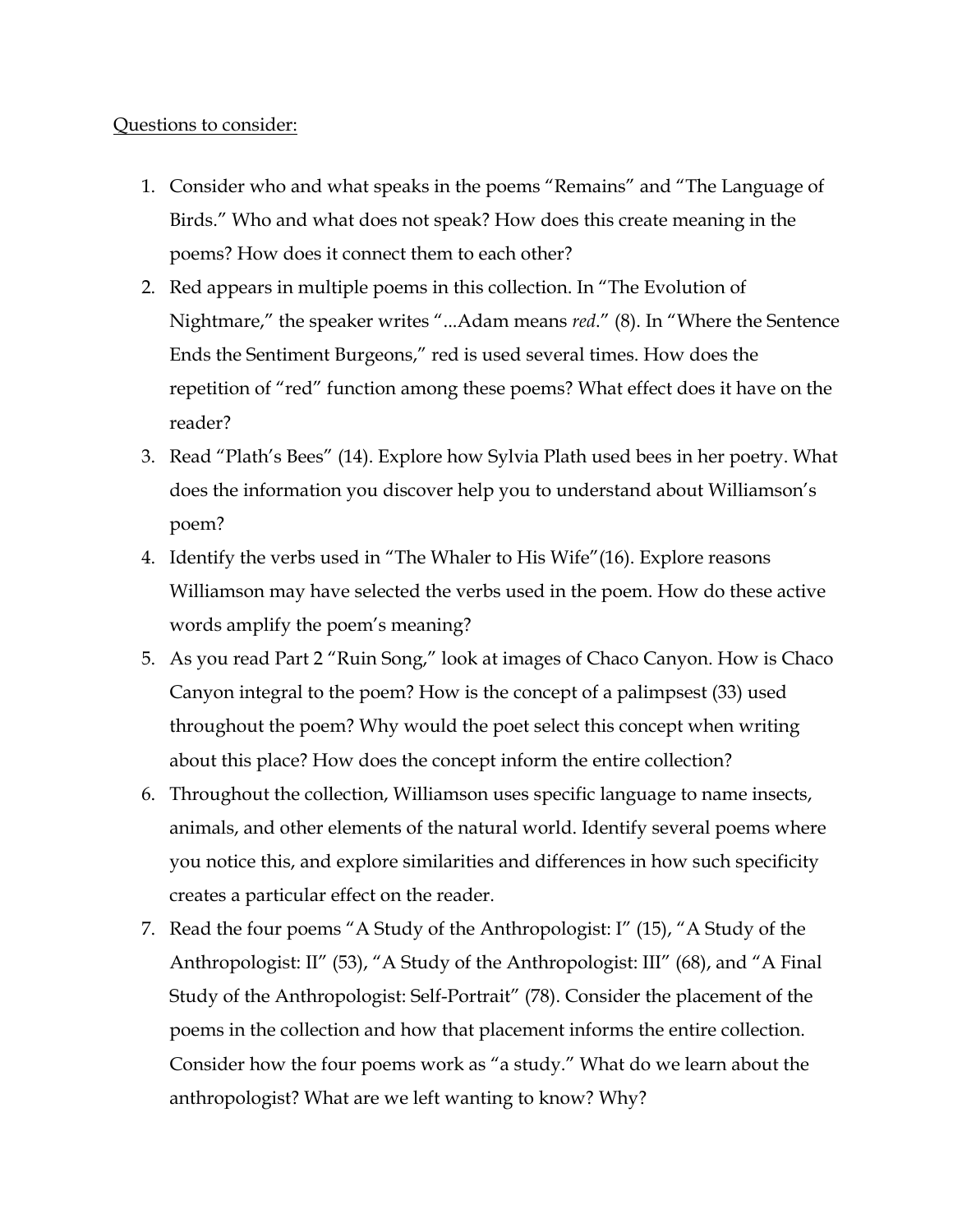<u>Questions to consider:</u>

1. Consider who and what speaks in the poems "Remains" and "The Language of Birds." Who and what does not speak? How does this create meaning in the poems? How does it connect them to each other?
2. Red appears in multiple poems in this collection. In "The Evolution of Nightmare," the speaker writes "...Adam means *red*." (8). In "Where the Sentence Ends the Sentiment Burgeons," red is used several times. How does the repetition of "red" function among these poems? What effect does it have on the reader?
3. Read "Plath's Bees" (14). Explore how Sylvia Plath used bees in her poetry. What does the information you discover help you to understand about Williamson's poem?
4. Identify the verbs used in "The Whaler to His Wife"(16). Explore reasons Williamson may have selected the verbs used in the poem. How do these active words amplify the poem's meaning?
5. As you read Part 2 "Ruin Song," look at images of Chaco Canyon. How is Chaco Canyon integral to the poem? How is the concept of a palimpsest (33) used throughout the poem? Why would the poet select this concept when writing about this place? How does the concept inform the entire collection?
6. Throughout the collection, Williamson uses specific language to name insects, animals, and other elements of the natural world. Identify several poems where you notice this, and explore similarities and differences in how such specificity creates a particular effect on the reader.
7. Read the four poems "A Study of the Anthropologist: I" (15), "A Study of the Anthropologist: II" (53), "A Study of the Anthropologist: III" (68), and "A Final Study of the Anthropologist: Self-Portrait" (78). Consider the placement of the poems in the collection and how that placement informs the entire collection. Consider how the four poems work as "a study." What do we learn about the anthropologist? What are we left wanting to know? Why?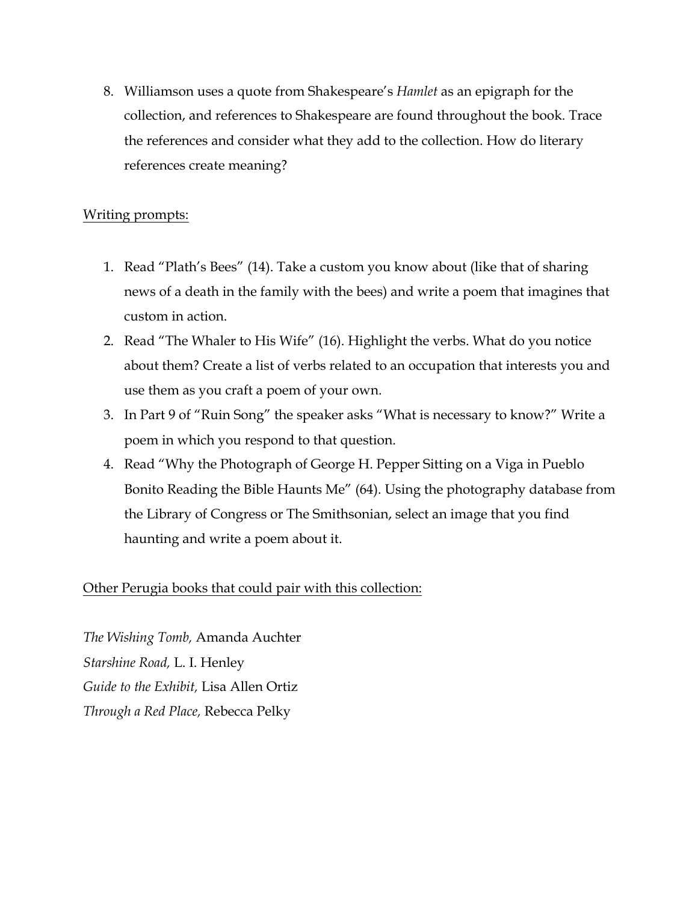8. Williamson uses a quote from Shakespeare's *Hamlet* as an epigraph for the collection, and references to Shakespeare are found throughout the book. Trace the references and consider what they add to the collection. How do literary references create meaning?

Writing prompts:

1. Read "Plath's Bees" (14). Take a custom you know about (like that of sharing news of a death in the family with the bees) and write a poem that imagines that custom in action.
2. Read "The Whaler to His Wife" (16). Highlight the verbs. What do you notice about them? Create a list of verbs related to an occupation that interests you and use them as you craft a poem of your own.
3. In Part 9 of "Ruin Song" the speaker asks "What is necessary to know?" Write a poem in which you respond to that question.
4. Read "Why the Photograph of George H. Pepper Sitting on a Viga in Pueblo Bonito Reading the Bible Haunts Me" (64). Using the photography database from the Library of Congress or The Smithsonian, select an image that you find haunting and write a poem about it.

Other Perugia books that could pair with this collection:

*The Wishing Tomb,* Amanda Auchter
*Starshine Road,* L. I. Henley
*Guide to the Exhibit,* Lisa Allen Ortiz
*Through a Red Place,* Rebecca Pelky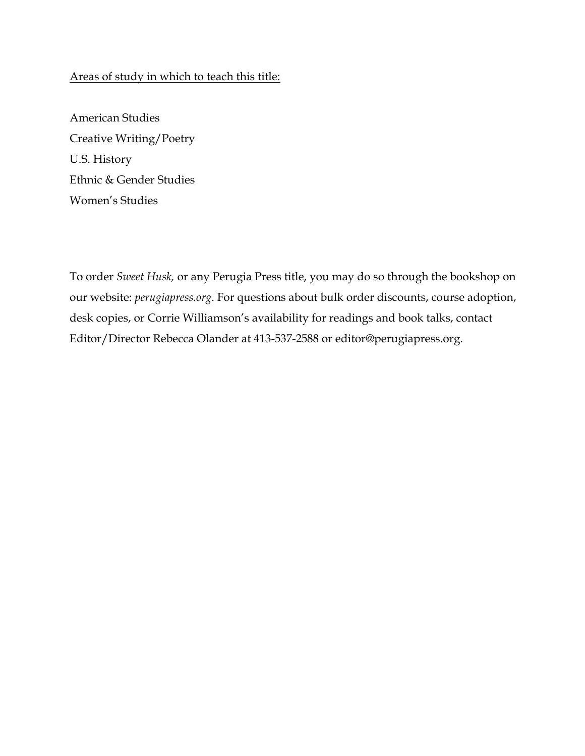Areas of study in which to teach this title:

American Studies
Creative Writing/Poetry
U.S. History
Ethnic & Gender Studies
Women's Studies

To order *Sweet Husk,* or any Perugia Press title, you may do so through the bookshop on our website: *perugiapress.org*. For questions about bulk order discounts, course adoption, desk copies, or Corrie Williamson's availability for readings and book talks, contact Editor/Director Rebecca Olander at 413-537-2588 or editor@perugiapress.org.